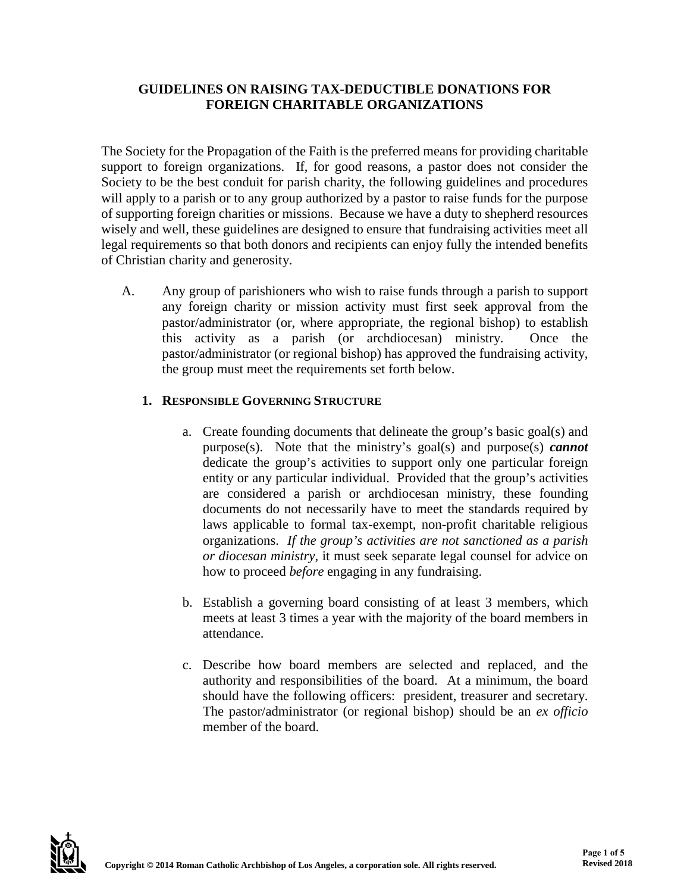# GUIDELINES ON RAISING TAX-DEDUCTIBLE DONATIONS FOR FOREIGN CHARITABLE ORGANIZATIONS

The Society for the Propagation of the Faith is the preferred means for providing charitable support to foreign organizations. If, for good reasons, a pastor does not consider the Society to be the best conduit for parish charity, the following guidelines and procedures will apply to a parish or to any group authorized by a pastor to raise funds for the purpose of supporting foreign charities or missions. Because we have a duty to shepherd resources wisely and well, these guidelines are designed to ensure that fundraising activities meet all legal requirements so that both donors and recipients can enjoy fully the intended benefits of Christian charity and generosity.

A. Any group of parishioners who wish to raise funds through a parish to support any foreign charity or mission activity must first seek approval from the pastor/administrator (or, where appropriate, the regional bishop) to establish this activity as a parish (or archdiocesan) ministry. Once the pastor/administrator (or regional bishop) has approved the fundraising activity, the group must meet the requirements set forth below.

### 1. Responsible Governing Structure

a. Create founding documents that delineate the group's basic goal(s) and purpose(s). Note that the ministry's goal(s) and purpose(s) ***cannot*** dedicate the group's activities to support only one particular foreign entity or any particular individual. Provided that the group's activities are considered a parish or archdiocesan ministry, these founding documents do not necessarily have to meet the standards required by laws applicable to formal tax-exempt, non-profit charitable religious organizations. *If the group's activities are not sanctioned as a parish or diocesan ministry*, it must seek separate legal counsel for advice on how to proceed *before* engaging in any fundraising.

b. Establish a governing board consisting of at least 3 members, which meets at least 3 times a year with the majority of the board members in attendance.

c. Describe how board members are selected and replaced, and the authority and responsibilities of the board. At a minimum, the board should have the following officers: president, treasurer and secretary. The pastor/administrator (or regional bishop) should be an *ex officio* member of the board.

**Copyright © 2014 Roman Catholic Archbishop of Los Angeles, a corporation sole. All rights reserved.**

**Revised 2018**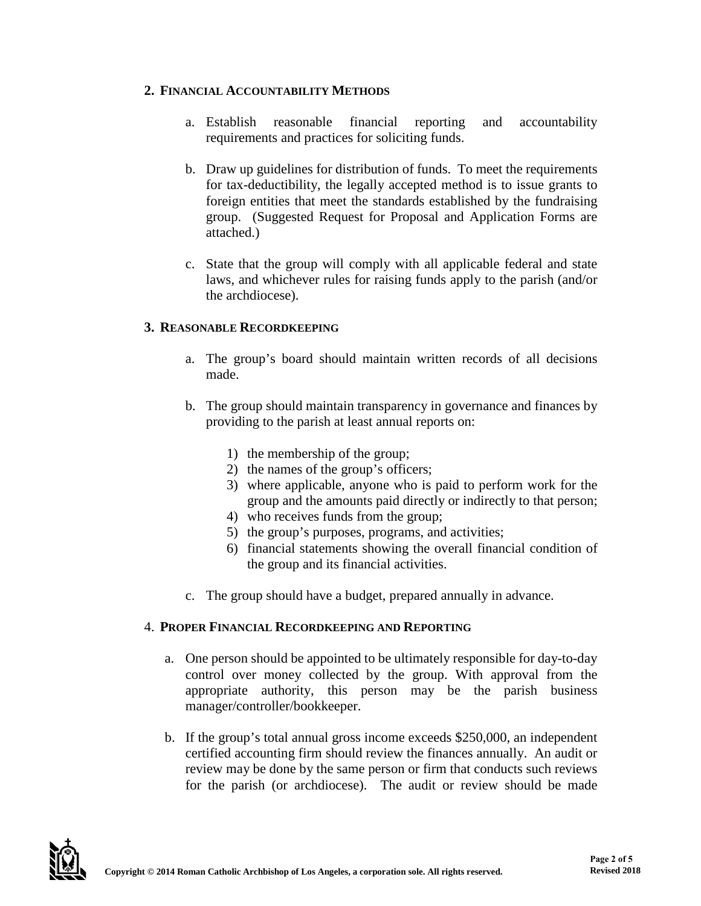## 2. Financial Accountability Methods

a. Establish reasonable financial reporting and accountability requirements and practices for soliciting funds.

b. Draw up guidelines for distribution of funds. To meet the requirements for tax-deductibility, the legally accepted method is to issue grants to foreign entities that meet the standards established by the fundraising group. (Suggested Request for Proposal and Application Forms are attached.)

c. State that the group will comply with all applicable federal and state laws, and whichever rules for raising funds apply to the parish (and/or the archdiocese).

## 3. Reasonable Recordkeeping

a. The group's board should maintain written records of all decisions made.

b. The group should maintain transparency in governance and finances by providing to the parish at least annual reports on:

1) the membership of the group;
2) the names of the group's officers;
3) where applicable, anyone who is paid to perform work for the group and the amounts paid directly or indirectly to that person;
4) who receives funds from the group;
5) the group's purposes, programs, and activities;
6) financial statements showing the overall financial condition of the group and its financial activities.

c. The group should have a budget, prepared annually in advance.

## 4. Proper Financial Recordkeeping and Reporting

a. One person should be appointed to be ultimately responsible for day-to-day control over money collected by the group. With approval from the appropriate authority, this person may be the parish business manager/controller/bookkeeper.

b. If the group's total annual gross income exceeds $250,000, an independent certified accounting firm should review the finances annually. An audit or review may be done by the same person or firm that conducts such reviews for the parish (or archdiocese). The audit or review should be made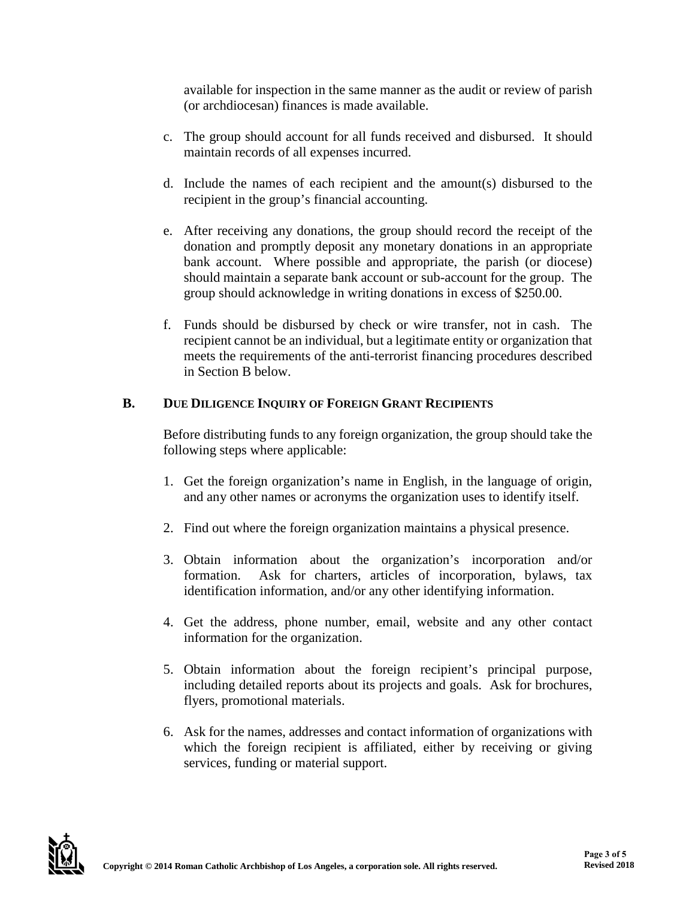available for inspection in the same manner as the audit or review of parish (or archdiocesan) finances is made available.

c. The group should account for all funds received and disbursed. It should maintain records of all expenses incurred.

d. Include the names of each recipient and the amount(s) disbursed to the recipient in the group's financial accounting.

e. After receiving any donations, the group should record the receipt of the donation and promptly deposit any monetary donations in an appropriate bank account. Where possible and appropriate, the parish (or diocese) should maintain a separate bank account or sub-account for the group. The group should acknowledge in writing donations in excess of $250.00.

f. Funds should be disbursed by check or wire transfer, not in cash. The recipient cannot be an individual, but a legitimate entity or organization that meets the requirements of the anti-terrorist financing procedures described in Section B below.

## B. Due Diligence Inquiry of Foreign Grant Recipients

Before distributing funds to any foreign organization, the group should take the following steps where applicable:

1. Get the foreign organization's name in English, in the language of origin, and any other names or acronyms the organization uses to identify itself.

2. Find out where the foreign organization maintains a physical presence.

3. Obtain information about the organization's incorporation and/or formation. Ask for charters, articles of incorporation, bylaws, tax identification information, and/or any other identifying information.

4. Get the address, phone number, email, website and any other contact information for the organization.

5. Obtain information about the foreign recipient's principal purpose, including detailed reports about its projects and goals. Ask for brochures, flyers, promotional materials.

6. Ask for the names, addresses and contact information of organizations with which the foreign recipient is affiliated, either by receiving or giving services, funding or material support.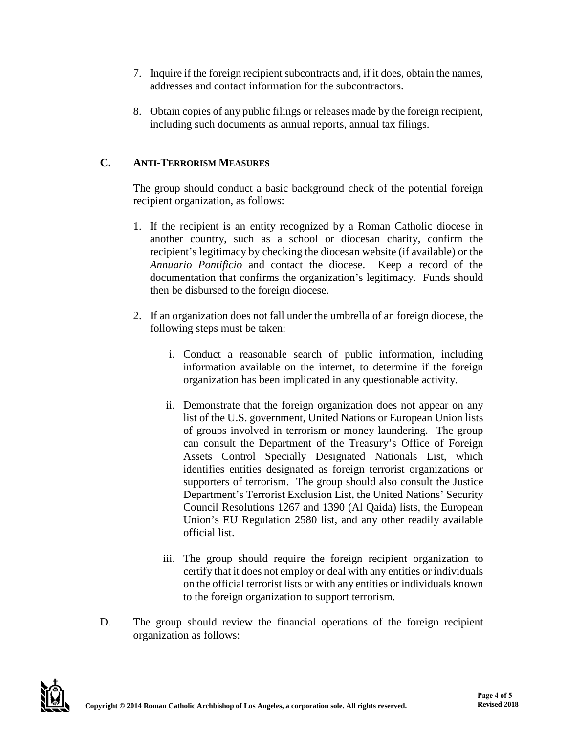7. Inquire if the foreign recipient subcontracts and, if it does, obtain the names, addresses and contact information for the subcontractors.

8. Obtain copies of any public filings or releases made by the foreign recipient, including such documents as annual reports, annual tax filings.

### C. ANTI-TERRORISM MEASURES

The group should conduct a basic background check of the potential foreign recipient organization, as follows:

1. If the recipient is an entity recognized by a Roman Catholic diocese in another country, such as a school or diocesan charity, confirm the recipient's legitimacy by checking the diocesan website (if available) or the *Annuario Pontificio* and contact the diocese. Keep a record of the documentation that confirms the organization's legitimacy. Funds should then be disbursed to the foreign diocese.

2. If an organization does not fall under the umbrella of an foreign diocese, the following steps must be taken:

   i. Conduct a reasonable search of public information, including information available on the internet, to determine if the foreign organization has been implicated in any questionable activity.

   ii. Demonstrate that the foreign organization does not appear on any list of the U.S. government, United Nations or European Union lists of groups involved in terrorism or money laundering. The group can consult the Department of the Treasury's Office of Foreign Assets Control Specially Designated Nationals List, which identifies entities designated as foreign terrorist organizations or supporters of terrorism. The group should also consult the Justice Department's Terrorist Exclusion List, the United Nations' Security Council Resolutions 1267 and 1390 (Al Qaida) lists, the European Union's EU Regulation 2580 list, and any other readily available official list.

   iii. The group should require the foreign recipient organization to certify that it does not employ or deal with any entities or individuals on the official terrorist lists or with any entities or individuals known to the foreign organization to support terrorism.

D. The group should review the financial operations of the foreign recipient organization as follows: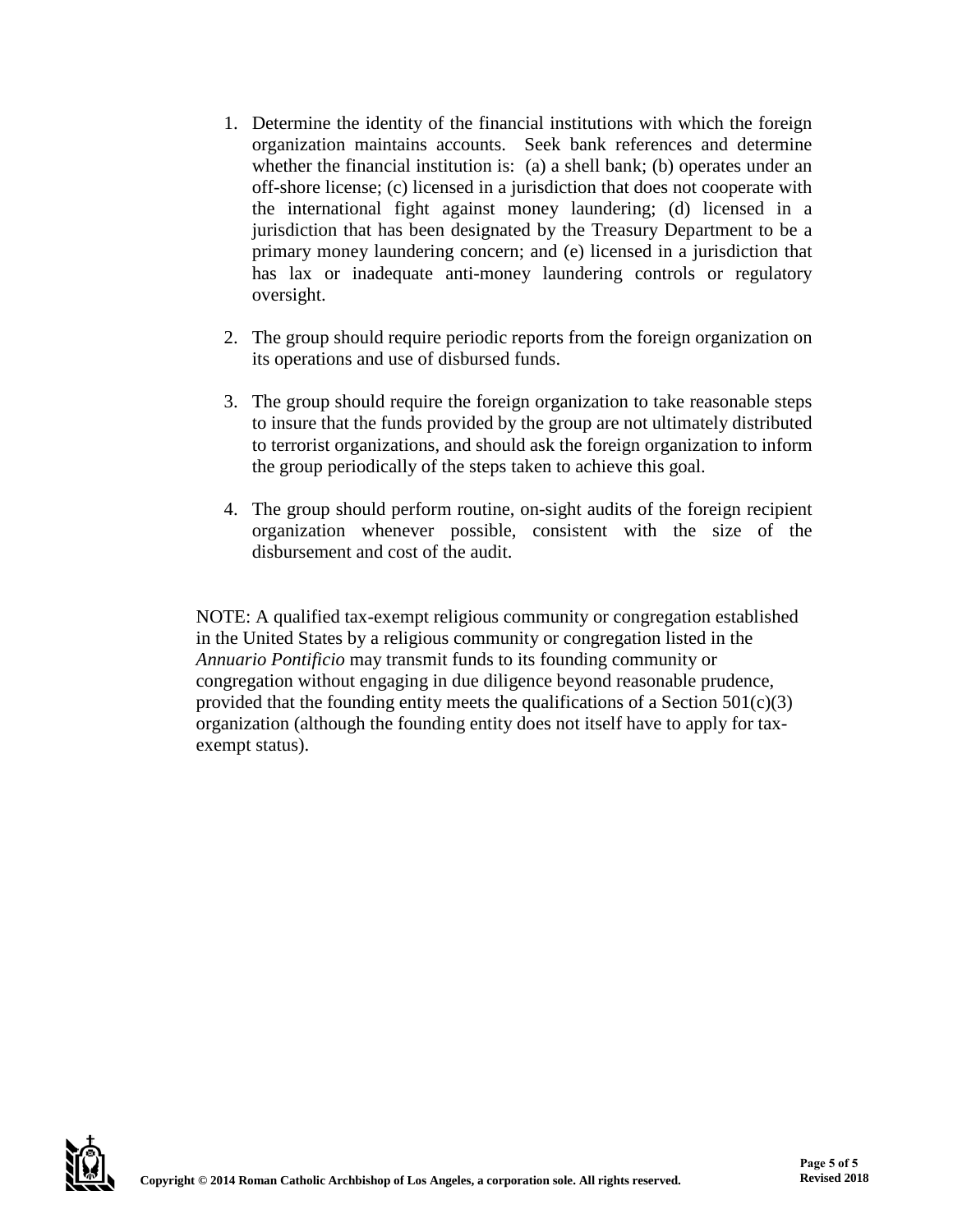1. Determine the identity of the financial institutions with which the foreign organization maintains accounts. Seek bank references and determine whether the financial institution is: (a) a shell bank; (b) operates under an off-shore license; (c) licensed in a jurisdiction that does not cooperate with the international fight against money laundering; (d) licensed in a jurisdiction that has been designated by the Treasury Department to be a primary money laundering concern; and (e) licensed in a jurisdiction that has lax or inadequate anti-money laundering controls or regulatory oversight.

2. The group should require periodic reports from the foreign organization on its operations and use of disbursed funds.

3. The group should require the foreign organization to take reasonable steps to insure that the funds provided by the group are not ultimately distributed to terrorist organizations, and should ask the foreign organization to inform the group periodically of the steps taken to achieve this goal.

4. The group should perform routine, on-sight audits of the foreign recipient organization whenever possible, consistent with the size of the disbursement and cost of the audit.

NOTE: A qualified tax-exempt religious community or congregation established in the United States by a religious community or congregation listed in the *Annuario Pontificio* may transmit funds to its founding community or congregation without engaging in due diligence beyond reasonable prudence, provided that the founding entity meets the qualifications of a Section 501(c)(3) organization (although the founding entity does not itself have to apply for tax-exempt status).